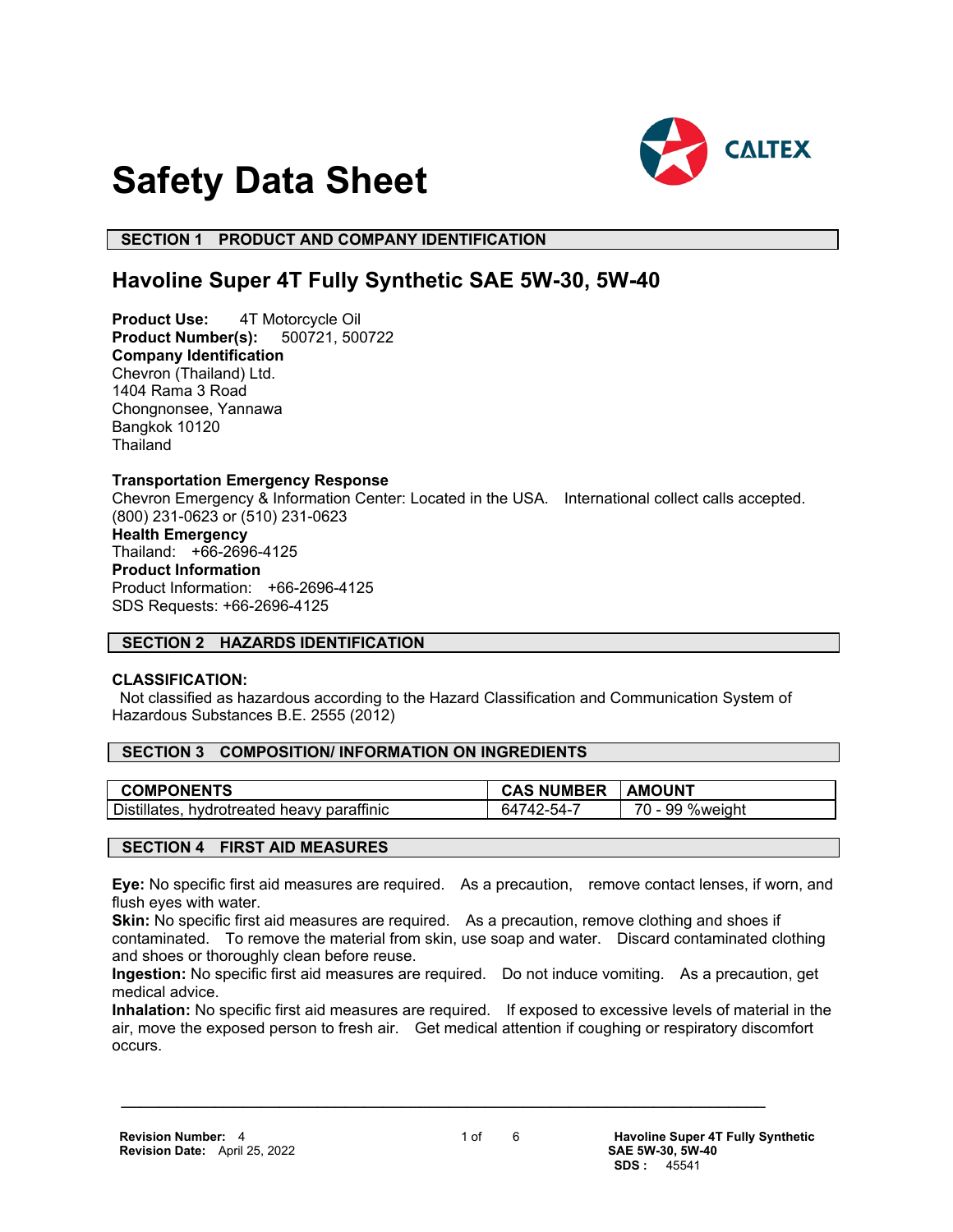# Safety Data Sheet

CALTEX

## SECTION 1 PRODUCT AND COMPANY IDENTIFICATION

## Havoline Super 4T Fully Synthetic SAE 5W-30, 5W-40

**Product Use:** 4T Motorcycle Oil
**Product Number(s):** 500721, 500722
**Company Identification**
Chevron (Thailand) Ltd.
1404 Rama 3 Road
Chongnonsee, Yannawa
Bangkok 10120
Thailand

**Transportation Emergency Response**
Chevron Emergency & Information Center: Located in the USA. International collect calls accepted. (800) 231-0623 or (510) 231-0623
**Health Emergency**
Thailand: +66-2696-4125
**Product Information**
Product Information: +66-2696-4125
SDS Requests: +66-2696-4125

## SECTION 2 HAZARDS IDENTIFICATION

**CLASSIFICATION:**
Not classified as hazardous according to the Hazard Classification and Communication System of Hazardous Substances B.E. 2555 (2012)

## SECTION 3 COMPOSITION/ INFORMATION ON INGREDIENTS

| COMPONENTS | CAS NUMBER | AMOUNT |
|---|---|---|
| Distillates, hydrotreated heavy paraffinic | 64742-54-7 | 70 - 99 %weight |

## SECTION 4 FIRST AID MEASURES

**Eye:** No specific first aid measures are required. As a precaution, remove contact lenses, if worn, and flush eyes with water.
**Skin:** No specific first aid measures are required. As a precaution, remove clothing and shoes if contaminated. To remove the material from skin, use soap and water. Discard contaminated clothing and shoes or thoroughly clean before reuse.
**Ingestion:** No specific first aid measures are required. Do not induce vomiting. As a precaution, get medical advice.
**Inhalation:** No specific first aid measures are required. If exposed to excessive levels of material in the air, move the exposed person to fresh air. Get medical attention if coughing or respiratory discomfort occurs.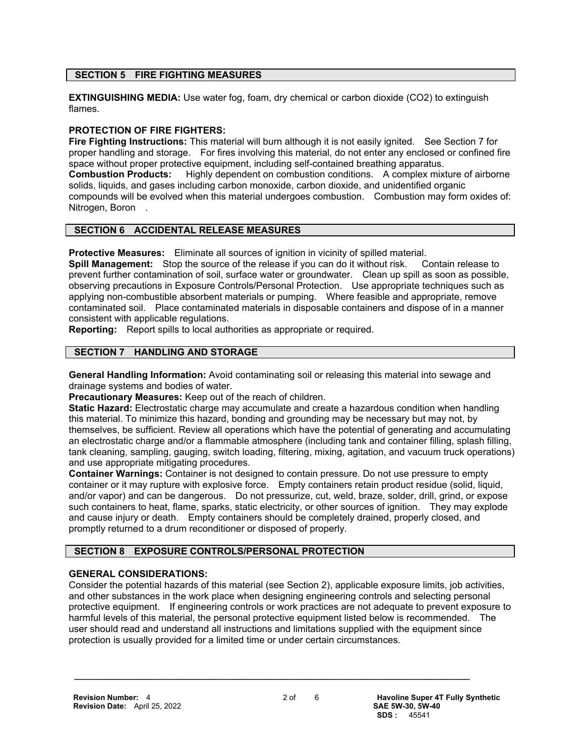## SECTION 5 FIRE FIGHTING MEASURES

**EXTINGUISHING MEDIA:** Use water fog, foam, dry chemical or carbon dioxide ($CO_2$) to extinguish flames.

**PROTECTION OF FIRE FIGHTERS:**

**Fire Fighting Instructions:** This material will burn although it is not easily ignited. See Section 7 for proper handling and storage. For fires involving this material, do not enter any enclosed or confined fire space without proper protective equipment, including self-contained breathing apparatus.

**Combustion Products:** Highly dependent on combustion conditions. A complex mixture of airborne solids, liquids, and gases including carbon monoxide, carbon dioxide, and unidentified organic compounds will be evolved when this material undergoes combustion. Combustion may form oxides of: Nitrogen, Boron .

## SECTION 6 ACCIDENTAL RELEASE MEASURES

**Protective Measures:** Eliminate all sources of ignition in vicinity of spilled material.

**Spill Management:** Stop the source of the release if you can do it without risk. Contain release to prevent further contamination of soil, surface water or groundwater. Clean up spill as soon as possible, observing precautions in Exposure Controls/Personal Protection. Use appropriate techniques such as applying non-combustible absorbent materials or pumping. Where feasible and appropriate, remove contaminated soil. Place contaminated materials in disposable containers and dispose of in a manner consistent with applicable regulations.

**Reporting:** Report spills to local authorities as appropriate or required.

## SECTION 7 HANDLING AND STORAGE

**General Handling Information:** Avoid contaminating soil or releasing this material into sewage and drainage systems and bodies of water.

**Precautionary Measures:** Keep out of the reach of children.

**Static Hazard:** Electrostatic charge may accumulate and create a hazardous condition when handling this material. To minimize this hazard, bonding and grounding may be necessary but may not, by themselves, be sufficient. Review all operations which have the potential of generating and accumulating an electrostatic charge and/or a flammable atmosphere (including tank and container filling, splash filling, tank cleaning, sampling, gauging, switch loading, filtering, mixing, agitation, and vacuum truck operations) and use appropriate mitigating procedures.

**Container Warnings:** Container is not designed to contain pressure. Do not use pressure to empty container or it may rupture with explosive force. Empty containers retain product residue (solid, liquid, and/or vapor) and can be dangerous. Do not pressurize, cut, weld, braze, solder, drill, grind, or expose such containers to heat, flame, sparks, static electricity, or other sources of ignition. They may explode and cause injury or death. Empty containers should be completely drained, properly closed, and promptly returned to a drum reconditioner or disposed of properly.

## SECTION 8 EXPOSURE CONTROLS/PERSONAL PROTECTION

**GENERAL CONSIDERATIONS:**

Consider the potential hazards of this material (see Section 2), applicable exposure limits, job activities, and other substances in the work place when designing engineering controls and selecting personal protective equipment. If engineering controls or work practices are not adequate to prevent exposure to harmful levels of this material, the personal protective equipment listed below is recommended. The user should read and understand all instructions and limitations supplied with the equipment since protection is usually provided for a limited time or under certain circumstances.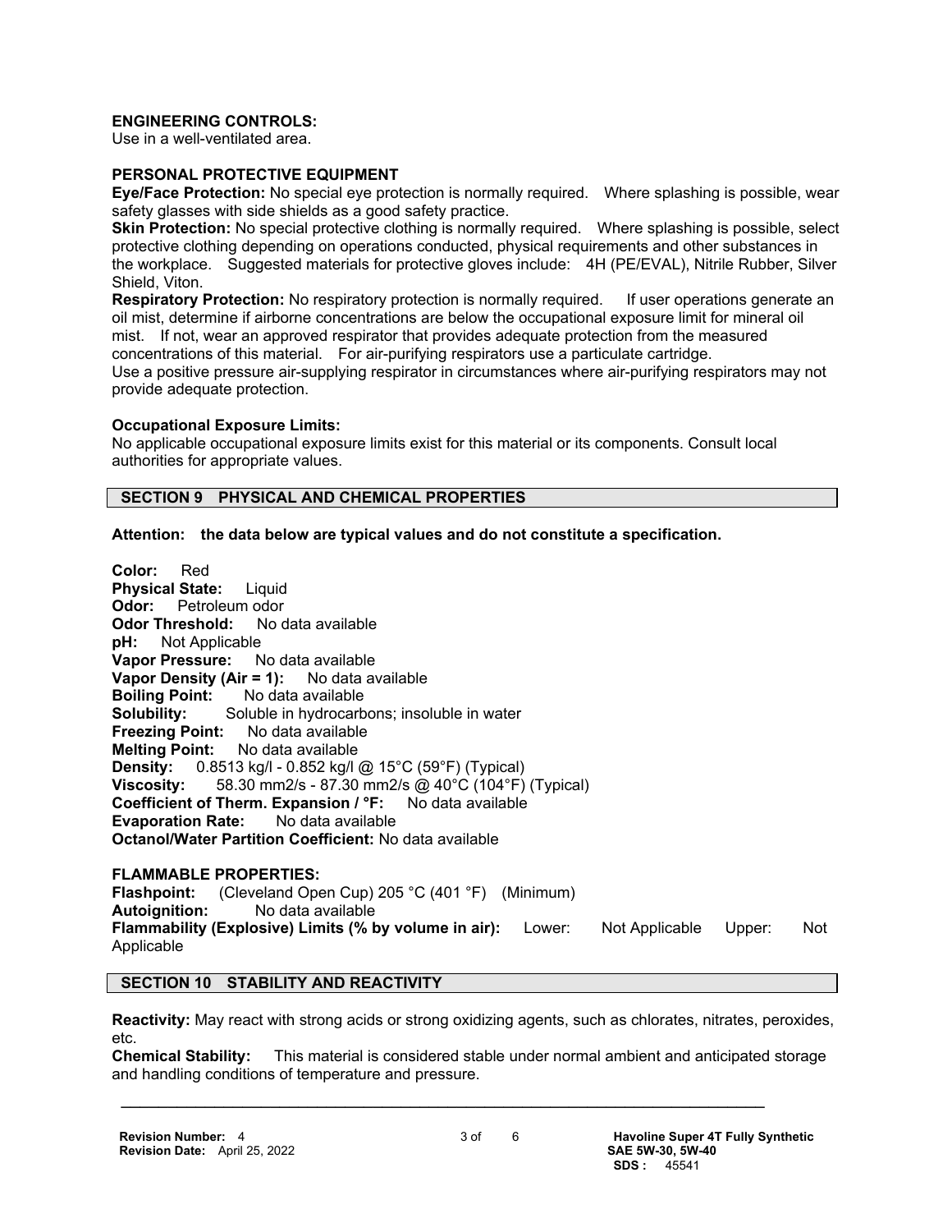**ENGINEERING CONTROLS:**
Use in a well-ventilated area.

**PERSONAL PROTECTIVE EQUIPMENT**

**Eye/Face Protection:** No special eye protection is normally required. Where splashing is possible, wear safety glasses with side shields as a good safety practice.

**Skin Protection:** No special protective clothing is normally required. Where splashing is possible, select protective clothing depending on operations conducted, physical requirements and other substances in the workplace. Suggested materials for protective gloves include: 4H (PE/EVAL), Nitrile Rubber, Silver Shield, Viton.

**Respiratory Protection:** No respiratory protection is normally required. If user operations generate an oil mist, determine if airborne concentrations are below the occupational exposure limit for mineral oil mist. If not, wear an approved respirator that provides adequate protection from the measured concentrations of this material. For air-purifying respirators use a particulate cartridge.
Use a positive pressure air-supplying respirator in circumstances where air-purifying respirators may not provide adequate protection.

**Occupational Exposure Limits:**
No applicable occupational exposure limits exist for this material or its components. Consult local authorities for appropriate values.

## SECTION 9 PHYSICAL AND CHEMICAL PROPERTIES

**Attention: the data below are typical values and do not constitute a specification.**

**Color:** Red
**Physical State:** Liquid
**Odor:** Petroleum odor
**Odor Threshold:** No data available
**pH:** Not Applicable
**Vapor Pressure:** No data available
**Vapor Density (Air = 1):** No data available
**Boiling Point:** No data available
**Solubility:** Soluble in hydrocarbons; insoluble in water
**Freezing Point:** No data available
**Melting Point:** No data available
**Density:** 0.8513 kg/l - 0.852 kg/l @ 15°C (59°F) (Typical)
**Viscosity:** 58.30 mm2/s - 87.30 mm2/s @ 40°C (104°F) (Typical)
**Coefficient of Therm. Expansion / °F:** No data available
**Evaporation Rate:** No data available
**Octanol/Water Partition Coefficient:** No data available

**FLAMMABLE PROPERTIES:**
**Flashpoint:** (Cleveland Open Cup) 205 °C (401 °F) (Minimum)
**Autoignition:** No data available
**Flammability (Explosive) Limits (% by volume in air):** Lower: Not Applicable Upper: Not Applicable

## SECTION 10 STABILITY AND REACTIVITY

**Reactivity:** May react with strong acids or strong oxidizing agents, such as chlorates, nitrates, peroxides, etc.

**Chemical Stability:** This material is considered stable under normal ambient and anticipated storage and handling conditions of temperature and pressure.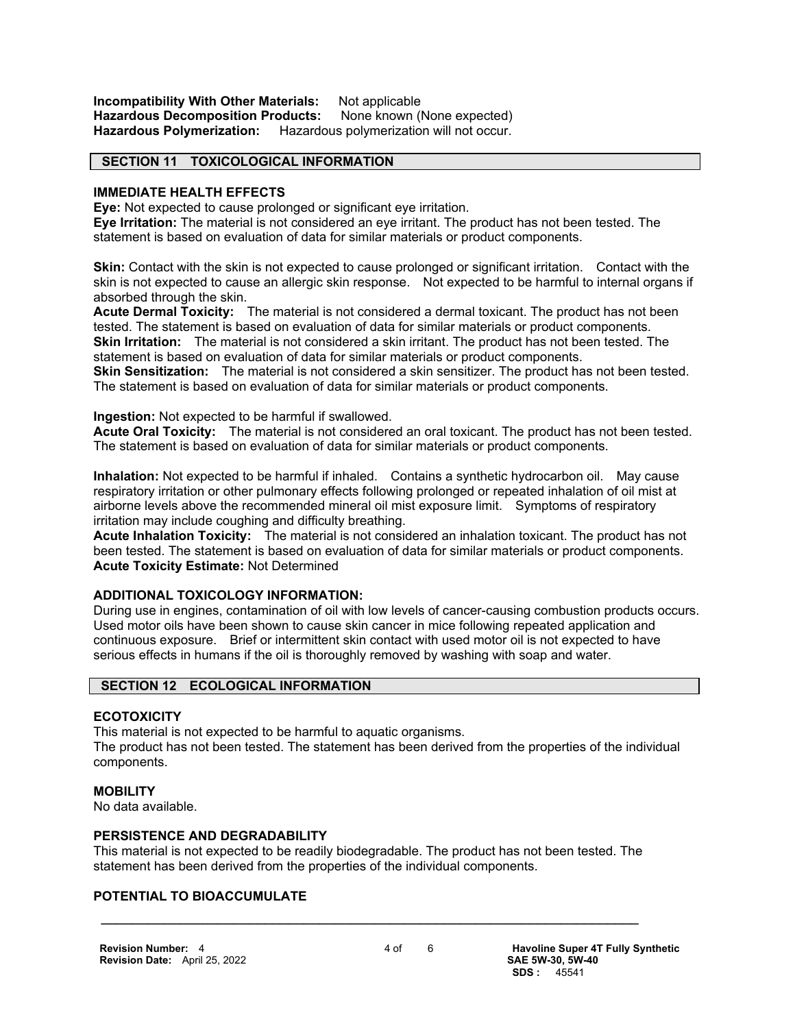**Incompatibility With Other Materials:** Not applicable
**Hazardous Decomposition Products:** None known (None expected)
**Hazardous Polymerization:** Hazardous polymerization will not occur.

## SECTION 11 TOXICOLOGICAL INFORMATION

### IMMEDIATE HEALTH EFFECTS

**Eye:** Not expected to cause prolonged or significant eye irritation.
**Eye Irritation:** The material is not considered an eye irritant. The product has not been tested. The statement is based on evaluation of data for similar materials or product components.

**Skin:** Contact with the skin is not expected to cause prolonged or significant irritation. Contact with the skin is not expected to cause an allergic skin response. Not expected to be harmful to internal organs if absorbed through the skin.
**Acute Dermal Toxicity:** The material is not considered a dermal toxicant. The product has not been tested. The statement is based on evaluation of data for similar materials or product components.
**Skin Irritation:** The material is not considered a skin irritant. The product has not been tested. The statement is based on evaluation of data for similar materials or product components.
**Skin Sensitization:** The material is not considered a skin sensitizer. The product has not been tested. The statement is based on evaluation of data for similar materials or product components.

**Ingestion:** Not expected to be harmful if swallowed.
**Acute Oral Toxicity:** The material is not considered an oral toxicant. The product has not been tested. The statement is based on evaluation of data for similar materials or product components.

**Inhalation:** Not expected to be harmful if inhaled. Contains a synthetic hydrocarbon oil. May cause respiratory irritation or other pulmonary effects following prolonged or repeated inhalation of oil mist at airborne levels above the recommended mineral oil mist exposure limit. Symptoms of respiratory irritation may include coughing and difficulty breathing.
**Acute Inhalation Toxicity:** The material is not considered an inhalation toxicant. The product has not been tested. The statement is based on evaluation of data for similar materials or product components.
**Acute Toxicity Estimate:** Not Determined

### ADDITIONAL TOXICOLOGY INFORMATION:

During use in engines, contamination of oil with low levels of cancer-causing combustion products occurs. Used motor oils have been shown to cause skin cancer in mice following repeated application and continuous exposure. Brief or intermittent skin contact with used motor oil is not expected to have serious effects in humans if the oil is thoroughly removed by washing with soap and water.

## SECTION 12 ECOLOGICAL INFORMATION

### ECOTOXICITY

This material is not expected to be harmful to aquatic organisms.
The product has not been tested. The statement has been derived from the properties of the individual components.

### MOBILITY

No data available.

### PERSISTENCE AND DEGRADABILITY

This material is not expected to be readily biodegradable. The product has not been tested. The statement has been derived from the properties of the individual components.

### POTENTIAL TO BIOACCUMULATE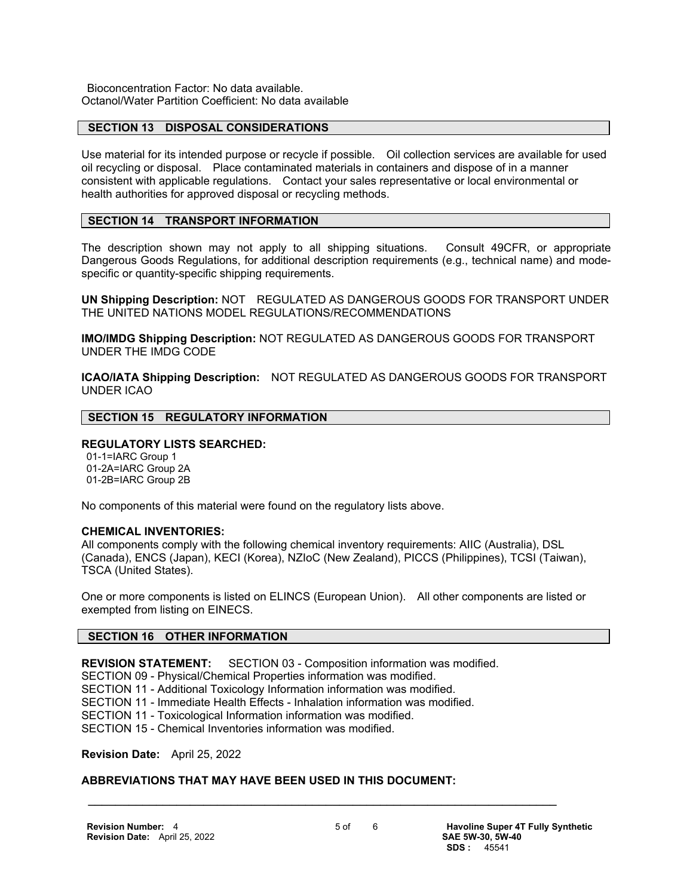Bioconcentration Factor: No data available.
Octanol/Water Partition Coefficient: No data available

## SECTION 13 DISPOSAL CONSIDERATIONS

Use material for its intended purpose or recycle if possible. Oil collection services are available for used oil recycling or disposal. Place contaminated materials in containers and dispose of in a manner consistent with applicable regulations. Contact your sales representative or local environmental or health authorities for approved disposal or recycling methods.

## SECTION 14 TRANSPORT INFORMATION

The description shown may not apply to all shipping situations. Consult 49CFR, or appropriate Dangerous Goods Regulations, for additional description requirements (e.g., technical name) and mode-specific or quantity-specific shipping requirements.

**UN Shipping Description:** NOT REGULATED AS DANGEROUS GOODS FOR TRANSPORT UNDER THE UNITED NATIONS MODEL REGULATIONS/RECOMMENDATIONS

**IMO/IMDG Shipping Description:** NOT REGULATED AS DANGEROUS GOODS FOR TRANSPORT UNDER THE IMDG CODE

**ICAO/IATA Shipping Description:** NOT REGULATED AS DANGEROUS GOODS FOR TRANSPORT UNDER ICAO

## SECTION 15 REGULATORY INFORMATION

**REGULATORY LISTS SEARCHED:**

01-1=IARC Group 1
01-2A=IARC Group 2A
01-2B=IARC Group 2B

No components of this material were found on the regulatory lists above.

**CHEMICAL INVENTORIES:**
All components comply with the following chemical inventory requirements: AIIC (Australia), DSL (Canada), ENCS (Japan), KECI (Korea), NZIoC (New Zealand), PICCS (Philippines), TCSI (Taiwan), TSCA (United States).

One or more components is listed on ELINCS (European Union). All other components are listed or exempted from listing on EINECS.

## SECTION 16 OTHER INFORMATION

**REVISION STATEMENT:** SECTION 03 - Composition information was modified.
SECTION 09 - Physical/Chemical Properties information was modified.
SECTION 11 - Additional Toxicology Information information was modified.
SECTION 11 - Immediate Health Effects - Inhalation information was modified.
SECTION 11 - Toxicological Information information was modified.
SECTION 15 - Chemical Inventories information was modified.

**Revision Date:** April 25, 2022

**ABBREVIATIONS THAT MAY HAVE BEEN USED IN THIS DOCUMENT:**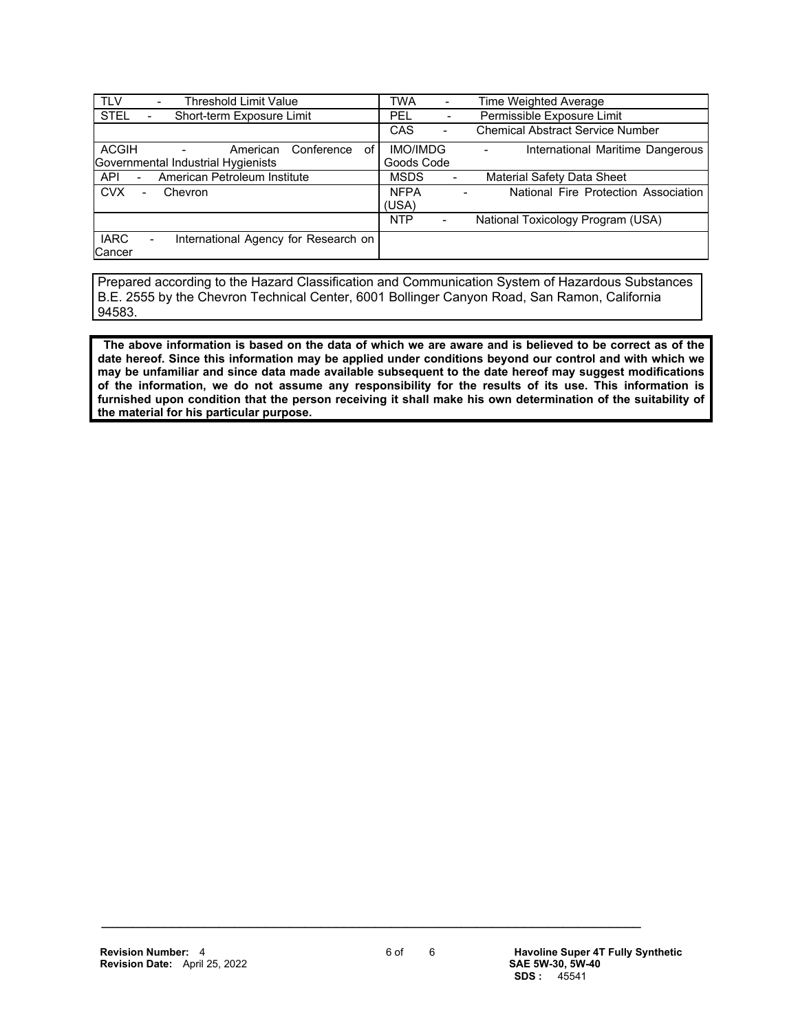| | |
|---|---|
| TLV - Threshold Limit Value | TWA - Time Weighted Average |
| STEL - Short-term Exposure Limit | PEL - Permissible Exposure Limit |
| | CAS - Chemical Abstract Service Number |
| ACGIH - American Conference of Governmental Industrial Hygienists | IMO/IMDG - International Maritime Dangerous Goods Code |
| API - American Petroleum Institute | MSDS - Material Safety Data Sheet |
| CVX - Chevron | NFPA - National Fire Protection Association (USA) |
| | NTP - National Toxicology Program (USA) |
| IARC - International Agency for Research on Cancer | |

Prepared according to the Hazard Classification and Communication System of Hazardous Substances B.E. 2555 by the Chevron Technical Center, 6001 Bollinger Canyon Road, San Ramon, California 94583.

**The above information is based on the data of which we are aware and is believed to be correct as of the date hereof. Since this information may be applied under conditions beyond our control and with which we may be unfamiliar and since data made available subsequent to the date hereof may suggest modifications of the information, we do not assume any responsibility for the results of its use. This information is furnished upon condition that the person receiving it shall make his own determination of the suitability of the material for his particular purpose.**